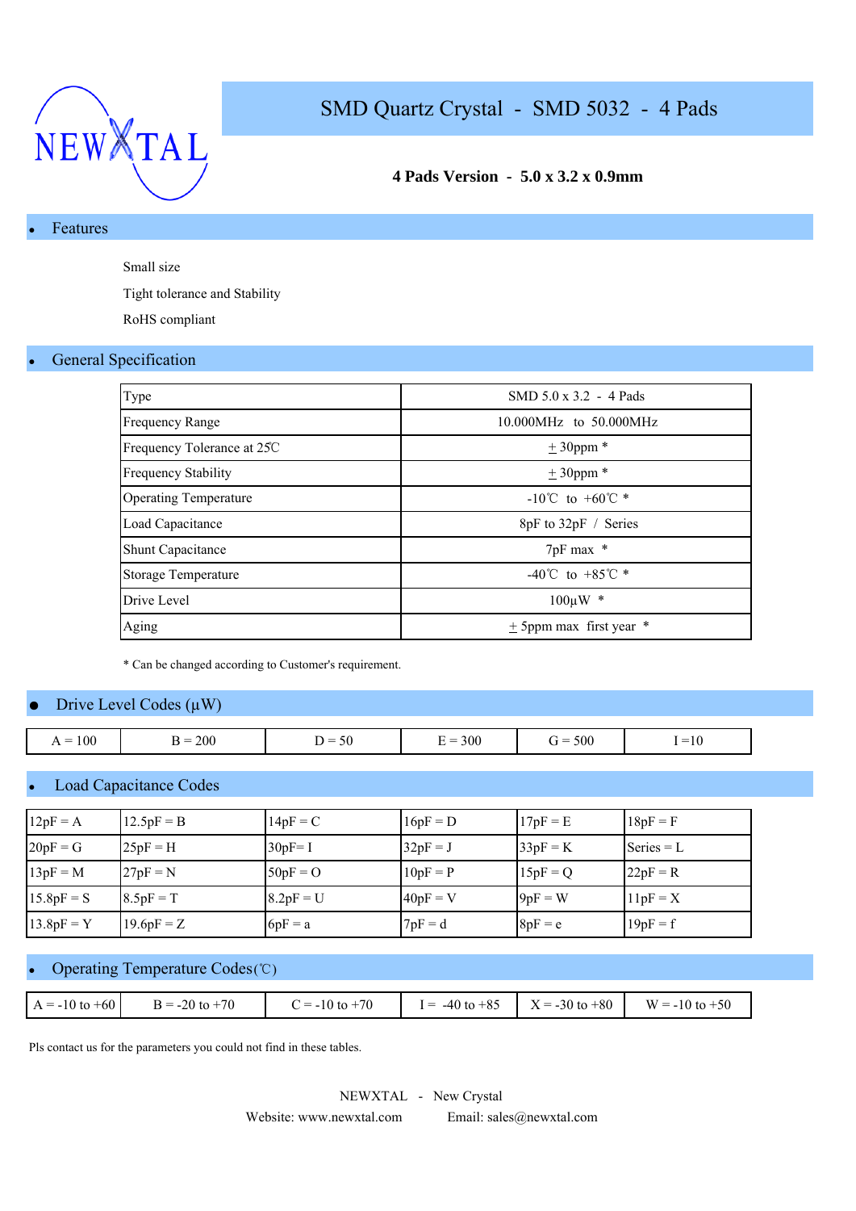NEWXTAL

# SMD Quartz Crystal - SMD 5032 - 4 Pads

**4 Pads Version - 5.0 x 3.2 x 0.9mm**

## Features

Small size

Tight tolerance and Stability

RoHS compliant

## General Specification

| Type | SMD 5.0 x 3.2 - 4 Pads |
|---|---|
| Frequency Range | 10.000MHz to 50.000MHz |
| Frequency Tolerance at 25℃ | ± 30ppm * |
| Frequency Stability | ± 30ppm * |
| Operating Temperature | -10℃ to +60℃ * |
| Load Capacitance | 8pF to 32pF / Series |
| Shunt Capacitance | 7pF max * |
| Storage Temperature | -40℃ to +85℃ * |
| Drive Level | 100µW * |
| Aging | ± 5ppm max first year * |

* Can be changed according to Customer's requirement.

## Drive Level Codes (µW)

| A = 100 | B = 200 | D = 50 | E = 300 | G = 500 | I =10 |
|---|---|---|---|---|---|

## Load Capacitance Codes

| 12pF = A | 12.5pF = B | 14pF = C | 16pF = D | 17pF = E | 18pF = F |
|---|---|---|---|---|---|
| 20pF = G | 25pF = H | 30pF= I | 32pF = J | 33pF = K | Series = L |
| 13pF = M | 27pF = N | 50pF = O | 10pF = P | 15pF = Q | 22pF = R |
| 15.8pF = S | 8.5pF = T | 8.2pF = U | 40pF = V | 9pF = W | 11pF = X |
| 13.8pF = Y | 19.6pF = Z | 6pF = a | 7pF = d | 8pF = e | 19pF = f |

## Operating Temperature Codes(℃)

| A = -10 to +60 | B = -20 to +70 | C = -10 to +70 | I = -40 to +85 | X = -30 to +80 | W = -10 to +50 |
|---|---|---|---|---|---|

Pls contact us for the parameters you could not find in these tables.

NEWXTAL - New Crystal

Website: www.newxtal.com Email: sales@newxtal.com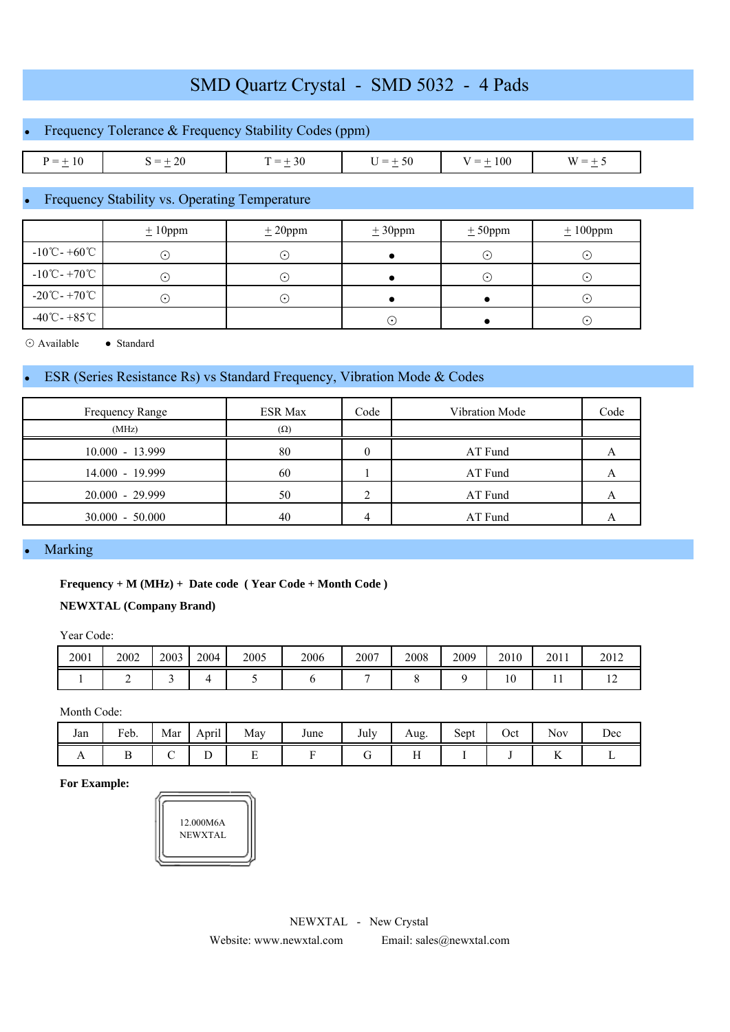# SMD Quartz Crystal - SMD 5032 - 4 Pads

## • Frequency Tolerance & Frequency Stability Codes (ppm)

| P = ± 10 | S = ± 20 | T = ± 30 | U = ± 50 | V = ± 100 | W = ± 5 |
|---|---|---|---|---|---|

## • Frequency Stability vs. Operating Temperature

| | ± 10ppm | ± 20ppm | ± 30ppm | ± 50ppm | ± 100ppm |
|---|---|---|---|---|---|
| -10℃- +60℃ | ⊙ | ⊙ | ● | ⊙ | ⊙ |
| -10℃- +70℃ | ⊙ | ⊙ | ● | ⊙ | ⊙ |
| -20℃- +70℃ | ⊙ | ⊙ | ● | ● | ⊙ |
| -40℃- +85℃ | | | ⊙ | ● | ⊙ |

⊙ Available ● Standard

## • ESR (Series Resistance Rs) vs Standard Frequency, Vibration Mode & Codes

| Frequency Range (MHz) | ESR Max (Ω) | Code | Vibration Mode | Code |
|---|---|---|---|---|
| 10.000 - 13.999 | 80 | 0 | AT Fund | A |
| 14.000 - 19.999 | 60 | 1 | AT Fund | A |
| 20.000 - 29.999 | 50 | 2 | AT Fund | A |
| 30.000 - 50.000 | 40 | 4 | AT Fund | A |

## • Marking

**Frequency + M (MHz) + Date code ( Year Code + Month Code )**

**NEWXTAL (Company Brand)**

Year Code:

| 2001 | 2002 | 2003 | 2004 | 2005 | 2006 | 2007 | 2008 | 2009 | 2010 | 2011 | 2012 |
|---|---|---|---|---|---|---|---|---|---|---|---|
| 1 | 2 | 3 | 4 | 5 | 6 | 7 | 8 | 9 | 10 | 11 | 12 |

Month Code:

| Jan | Feb. | Mar | April | May | June | July | Aug. | Sept | Oct | Nov | Dec |
|---|---|---|---|---|---|---|---|---|---|---|---|
| A | B | C | D | E | F | G | H | I | J | K | L |

**For Example:**

12.000M6A
NEWXTAL

NEWXTAL - New Crystal

Website: www.newxtal.com Email: sales@newxtal.com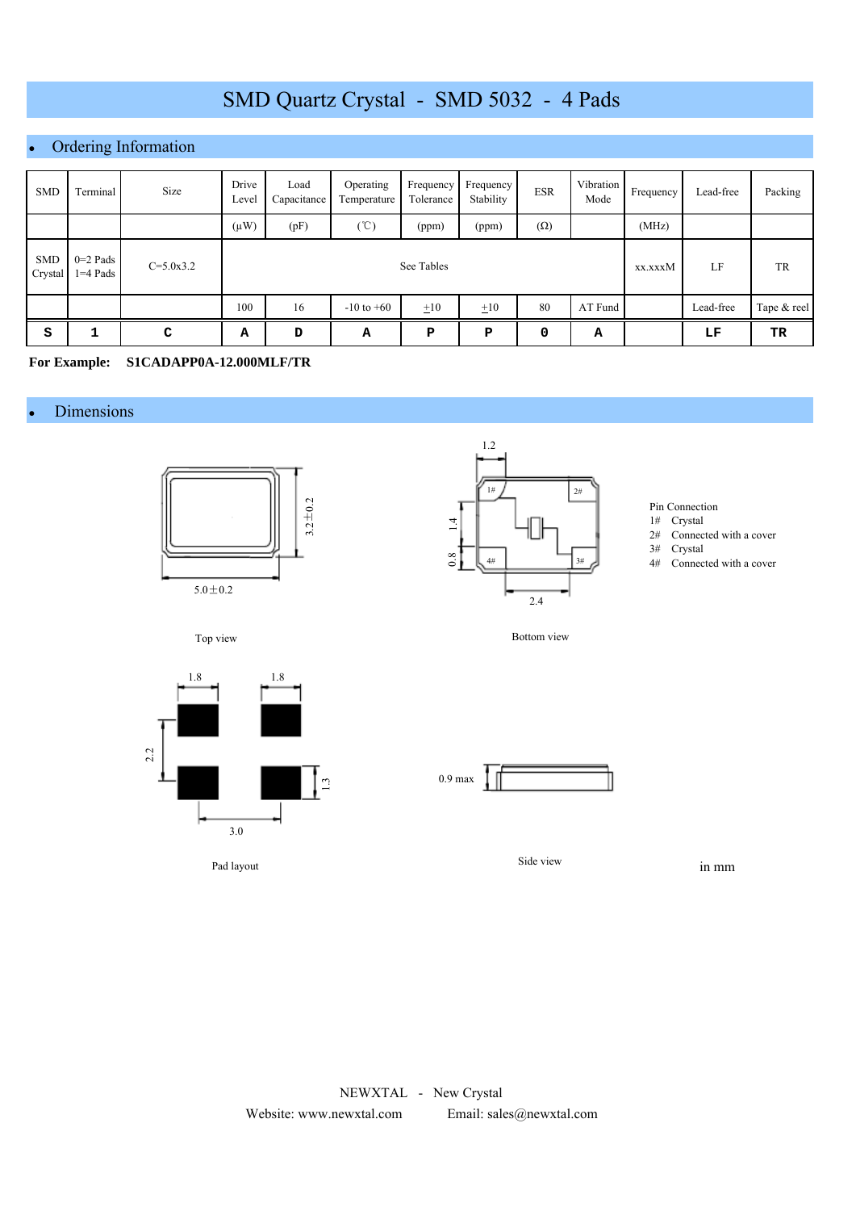# SMD Quartz Crystal - SMD 5032 - 4 Pads

## Ordering Information

| SMD | Terminal | Size | Drive Level | Load Capacitance | Operating Temperature | Frequency Tolerance | Frequency Stability | ESR | Vibration Mode | Frequency | Lead-free | Packing |
|---|---|---|---|---|---|---|---|---|---|---|---|---|
| | | | (μW) | (pF) | (℃) | (ppm) | (ppm) | (Ω) | | (MHz) | | |
| SMD Crystal | 0=2 Pads 1=4 Pads | C=5.0x3.2 | See Tables | | | | | | | xx.xxxM | LF | TR |
| | | | 100 | 16 | -10 to +60 | ±10 | ±10 | 80 | AT Fund | | Lead-free | Tape & reel |
| **S** | **1** | **C** | **A** | **D** | **A** | **P** | **P** | **0** | **A** | | **LF** | **TR** |

**For Example: S1CADAPP0A-12.000MLF/TR**

## Dimensions

5.0±0.2

3.2±0.2

Top view

1.2

1.4

0.8

2.4

Bottom view

Pin Connection
1# Crystal
2# Connected with a cover
3# Crystal
4# Connected with a cover

1.8 1.8

2.2

1.3

3.0

Pad layout

0.9 max

Side view

in mm

NEWXTAL - New Crystal
Website: www.newxtal.com Email: sales@newxtal.com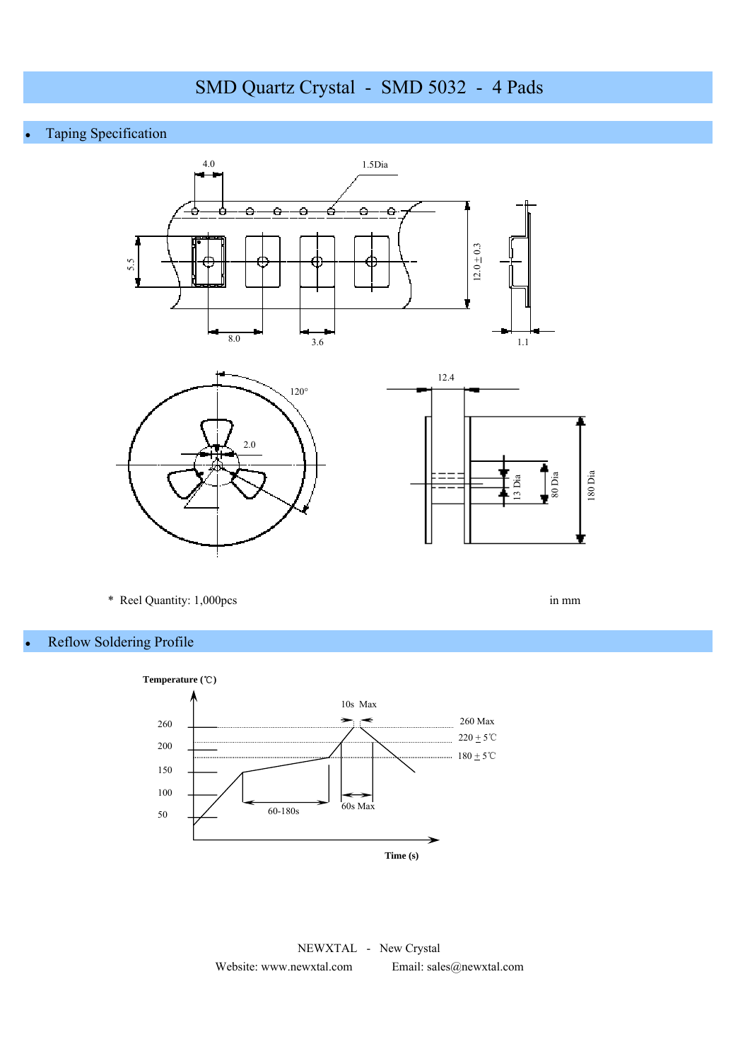# SMD Quartz Crystal - SMD 5032 - 4 Pads

## Taping Specification

4.0

1.5Dia

5.5

12.0 ± 0.3

8.0

3.6

1.1

120°

2.0

12.4

13 Dia

80 Dia

180 Dia

\* Reel Quantity: 1,000pcs

in mm

## Reflow Soldering Profile

Temperature (℃)

260

200

150

100

50

10s Max

260 Max

220 ± 5℃

180 ± 5℃

60-180s

60s Max

Time (s)

NEWXTAL - New Crystal

Website: www.newxtal.com Email: sales@newxtal.com